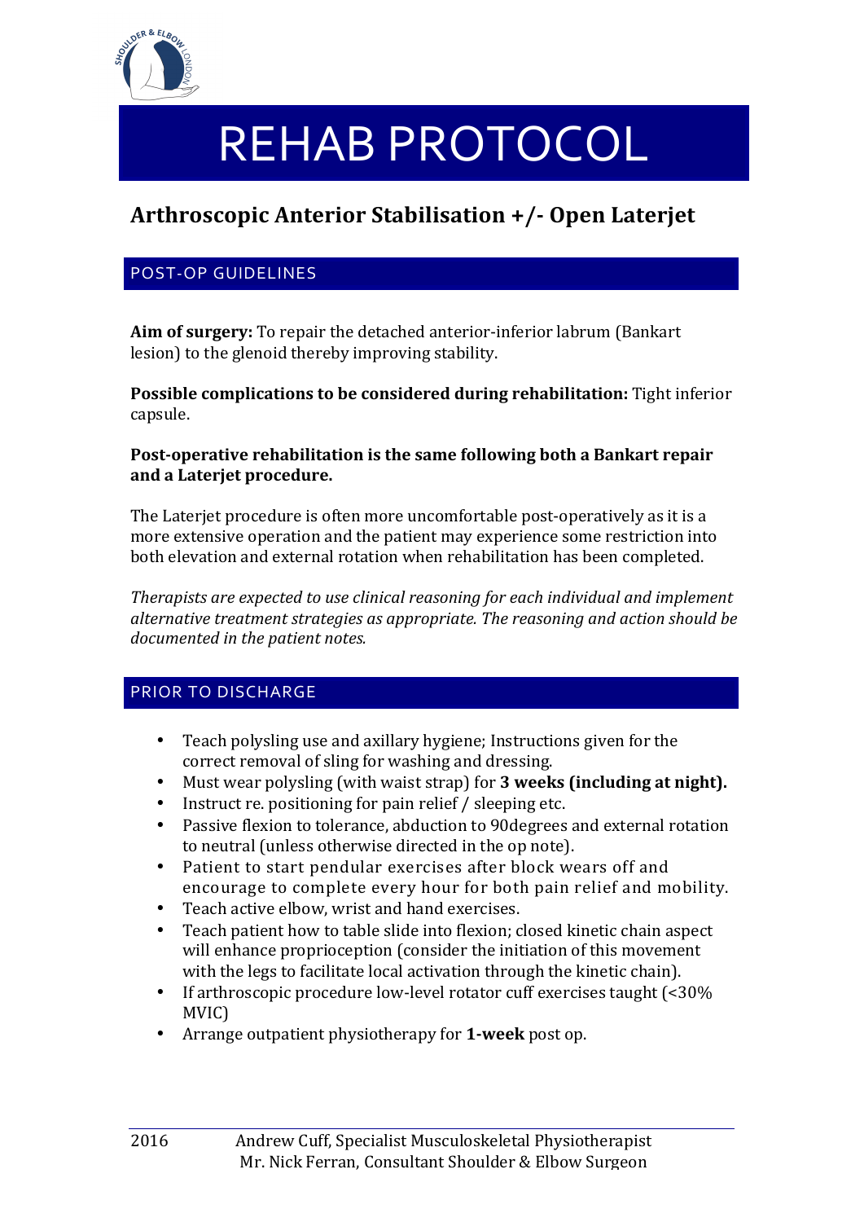# REHAB PROTOCOL

## Arthroscopic Anterior Stabilisation +/- Open Laterjet

### POST-OP GUIDELINES

**Aim of surgery:** To repair the detached anterior-inferior labrum (Bankart lesion) to the glenoid thereby improving stability.

**Possible complications to be considered during rehabilitation:** Tight inferior capsule.

**Post-operative rehabilitation is the same following both a Bankart repair and a Laterjet procedure.**

The Laterjet procedure is often more uncomfortable post-operatively as it is a more extensive operation and the patient may experience some restriction into both elevation and external rotation when rehabilitation has been completed.

*Therapists are expected to use clinical reasoning for each individual and implement alternative treatment strategies as appropriate. The reasoning and action should be documented in the patient notes.*

### PRIOR TO DISCHARGE

- Teach polysling use and axillary hygiene; Instructions given for the correct removal of sling for washing and dressing.
- Must wear polysling (with waist strap) for **3 weeks (including at night).**
- Instruct re. positioning for pain relief / sleeping etc.
- Passive flexion to tolerance, abduction to 90degrees and external rotation to neutral (unless otherwise directed in the op note).
- Patient to start pendular exercises after block wears off and encourage to complete every hour for both pain relief and mobility.
- Teach active elbow, wrist and hand exercises.
- Teach patient how to table slide into flexion; closed kinetic chain aspect will enhance proprioception (consider the initiation of this movement with the legs to facilitate local activation through the kinetic chain).
- If arthroscopic procedure low-level rotator cuff exercises taught (<30% MVIC)
- Arrange outpatient physiotherapy for **1-week** post op.

2016 Andrew Cuff, Specialist Musculoskeletal Physiotherapist
Mr. Nick Ferran, Consultant Shoulder & Elbow Surgeon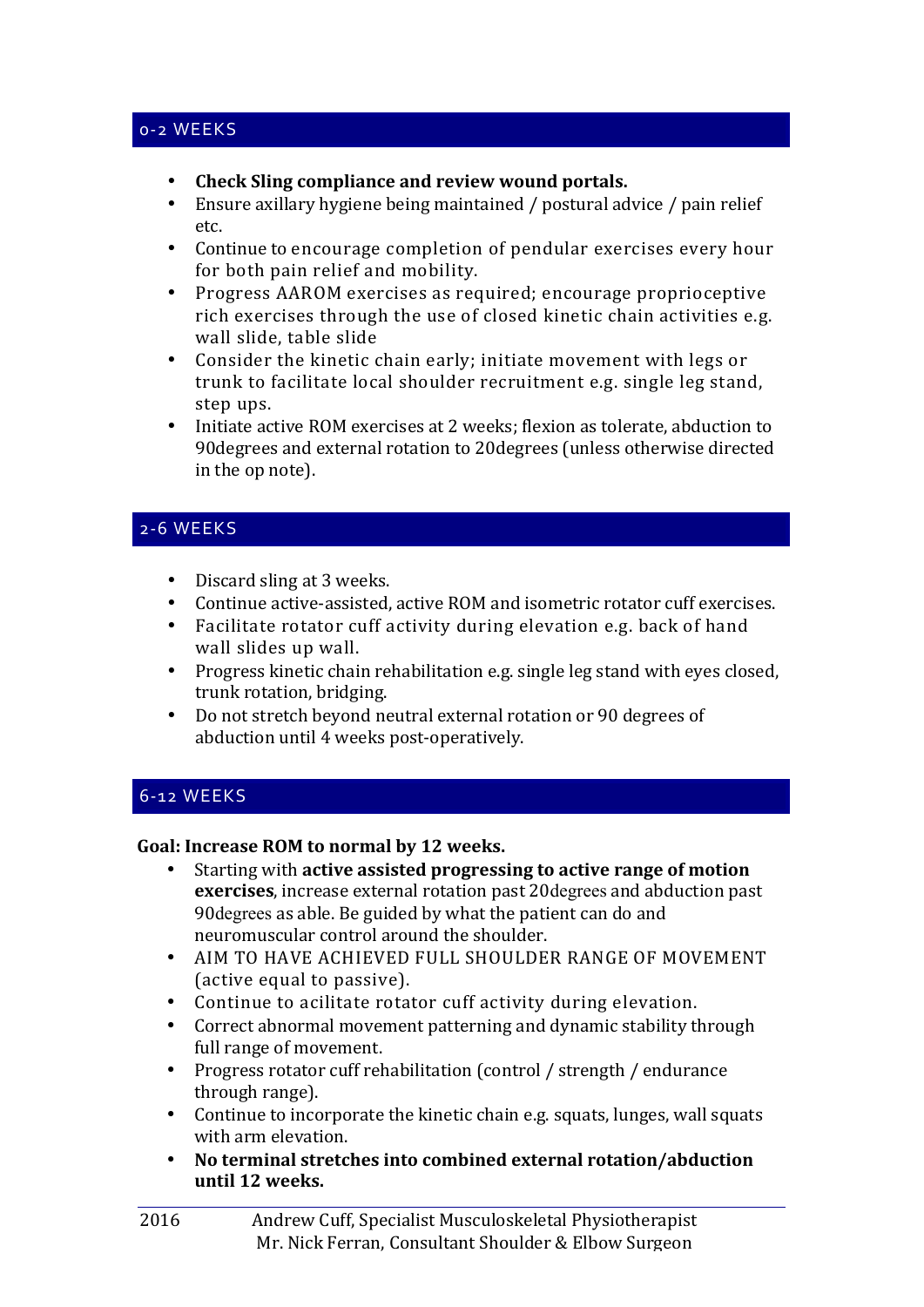## 0-2 WEEKS

- **Check Sling compliance and review wound portals.**
- Ensure axillary hygiene being maintained / postural advice / pain relief etc.
- Continue to encourage completion of pendular exercises every hour for both pain relief and mobility.
- Progress AAROM exercises as required; encourage proprioceptive rich exercises through the use of closed kinetic chain activities e.g. wall slide, table slide
- Consider the kinetic chain early; initiate movement with legs or trunk to facilitate local shoulder recruitment e.g. single leg stand, step ups.
- Initiate active ROM exercises at 2 weeks; flexion as tolerate, abduction to 90degrees and external rotation to 20degrees (unless otherwise directed in the op note).

## 2-6 WEEKS

- Discard sling at 3 weeks.
- Continue active-assisted, active ROM and isometric rotator cuff exercises.
- Facilitate rotator cuff activity during elevation e.g. back of hand wall slides up wall.
- Progress kinetic chain rehabilitation e.g. single leg stand with eyes closed, trunk rotation, bridging.
- Do not stretch beyond neutral external rotation or 90 degrees of abduction until 4 weeks post-operatively.

## 6-12 WEEKS

**Goal: Increase ROM to normal by 12 weeks.**

- Starting with **active assisted progressing to active range of motion exercises**, increase external rotation past 20degrees and abduction past 90degrees as able. Be guided by what the patient can do and neuromuscular control around the shoulder.
- AIM TO HAVE ACHIEVED FULL SHOULDER RANGE OF MOVEMENT (active equal to passive).
- Continue to acilitate rotator cuff activity during elevation.
- Correct abnormal movement patterning and dynamic stability through full range of movement.
- Progress rotator cuff rehabilitation (control / strength / endurance through range).
- Continue to incorporate the kinetic chain e.g. squats, lunges, wall squats with arm elevation.
- **No terminal stretches into combined external rotation/abduction until 12 weeks.**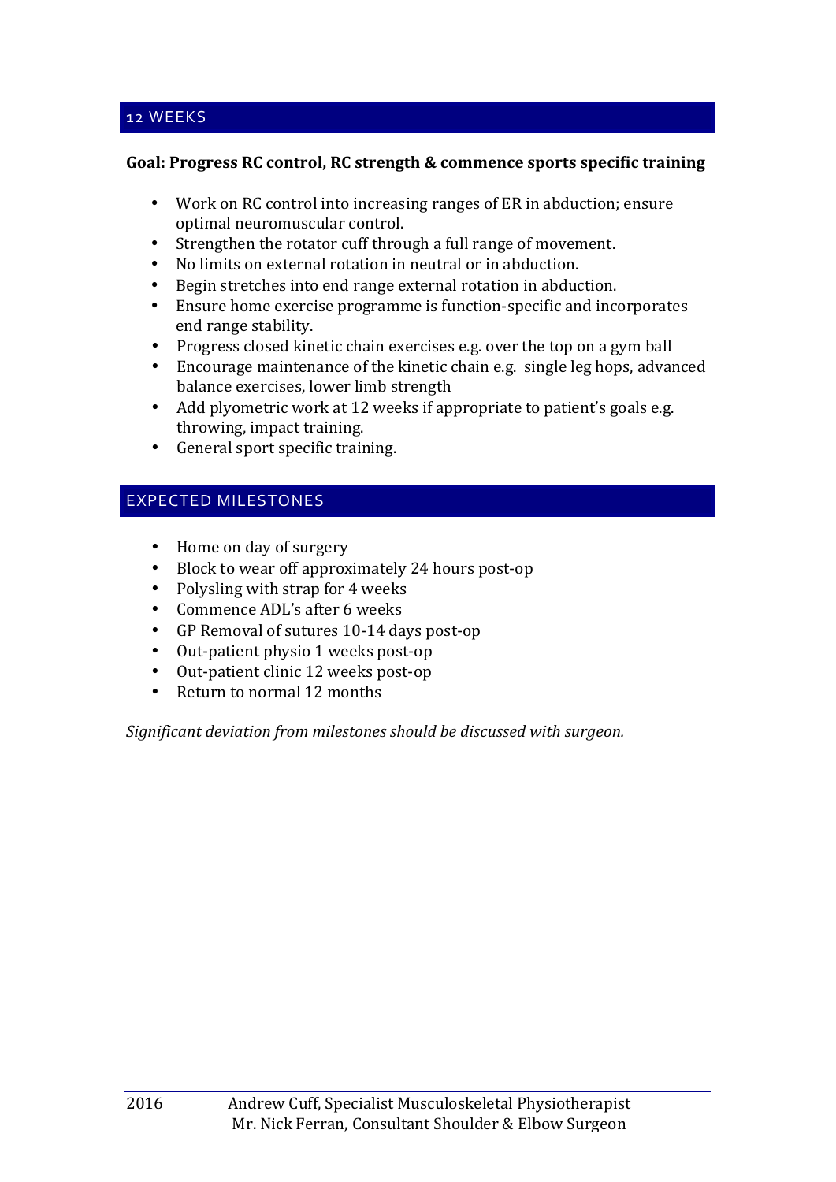## 12 WEEKS

**Goal: Progress RC control, RC strength & commence sports specific training**

- Work on RC control into increasing ranges of ER in abduction; ensure optimal neuromuscular control.
- Strengthen the rotator cuff through a full range of movement.
- No limits on external rotation in neutral or in abduction.
- Begin stretches into end range external rotation in abduction.
- Ensure home exercise programme is function-specific and incorporates end range stability.
- Progress closed kinetic chain exercises e.g. over the top on a gym ball
- Encourage maintenance of the kinetic chain e.g. single leg hops, advanced balance exercises, lower limb strength
- Add plyometric work at 12 weeks if appropriate to patient's goals e.g. throwing, impact training.
- General sport specific training.

## EXPECTED MILESTONES

- Home on day of surgery
- Block to wear off approximately 24 hours post-op
- Polysling with strap for 4 weeks
- Commence ADL's after 6 weeks
- GP Removal of sutures 10-14 days post-op
- Out-patient physio 1 weeks post-op
- Out-patient clinic 12 weeks post-op
- Return to normal 12 months

*Significant deviation from milestones should be discussed with surgeon.*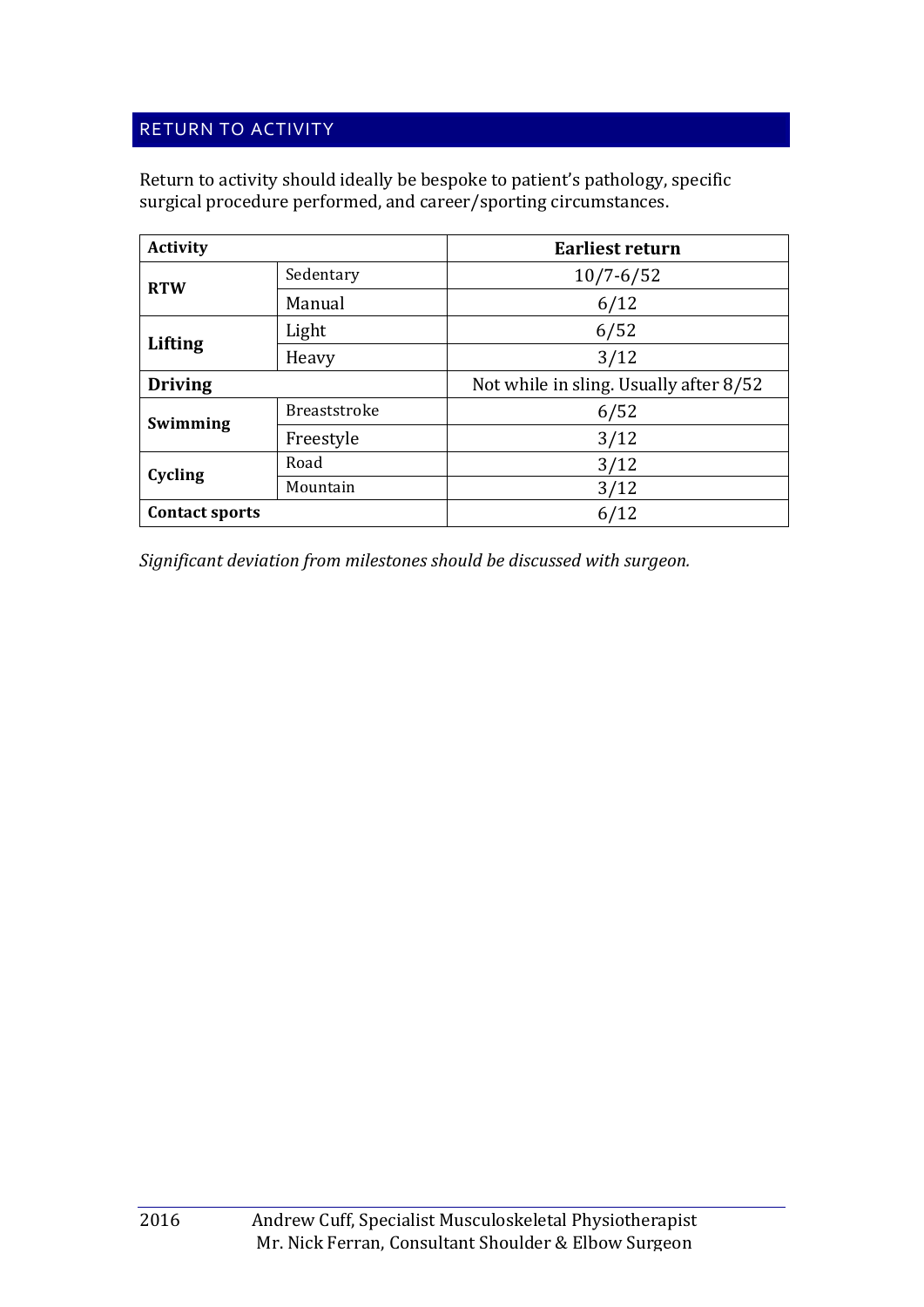## RETURN TO ACTIVITY

Return to activity should ideally be bespoke to patient's pathology, specific surgical procedure performed, and career/sporting circumstances.

| Activity | | Earliest return |
|---|---|---|
| **RTW** | Sedentary | 10/7-6/52 |
| | Manual | 6/12 |
| **Lifting** | Light | 6/52 |
| | Heavy | 3/12 |
| **Driving** | | Not while in sling. Usually after 8/52 |
| **Swimming** | Breaststroke | 6/52 |
| | Freestyle | 3/12 |
| **Cycling** | Road | 3/12 |
| | Mountain | 3/12 |
| **Contact sports** | | 6/12 |

*Significant deviation from milestones should be discussed with surgeon.*

2016 Andrew Cuff, Specialist Musculoskeletal Physiotherapist
Mr. Nick Ferran, Consultant Shoulder & Elbow Surgeon